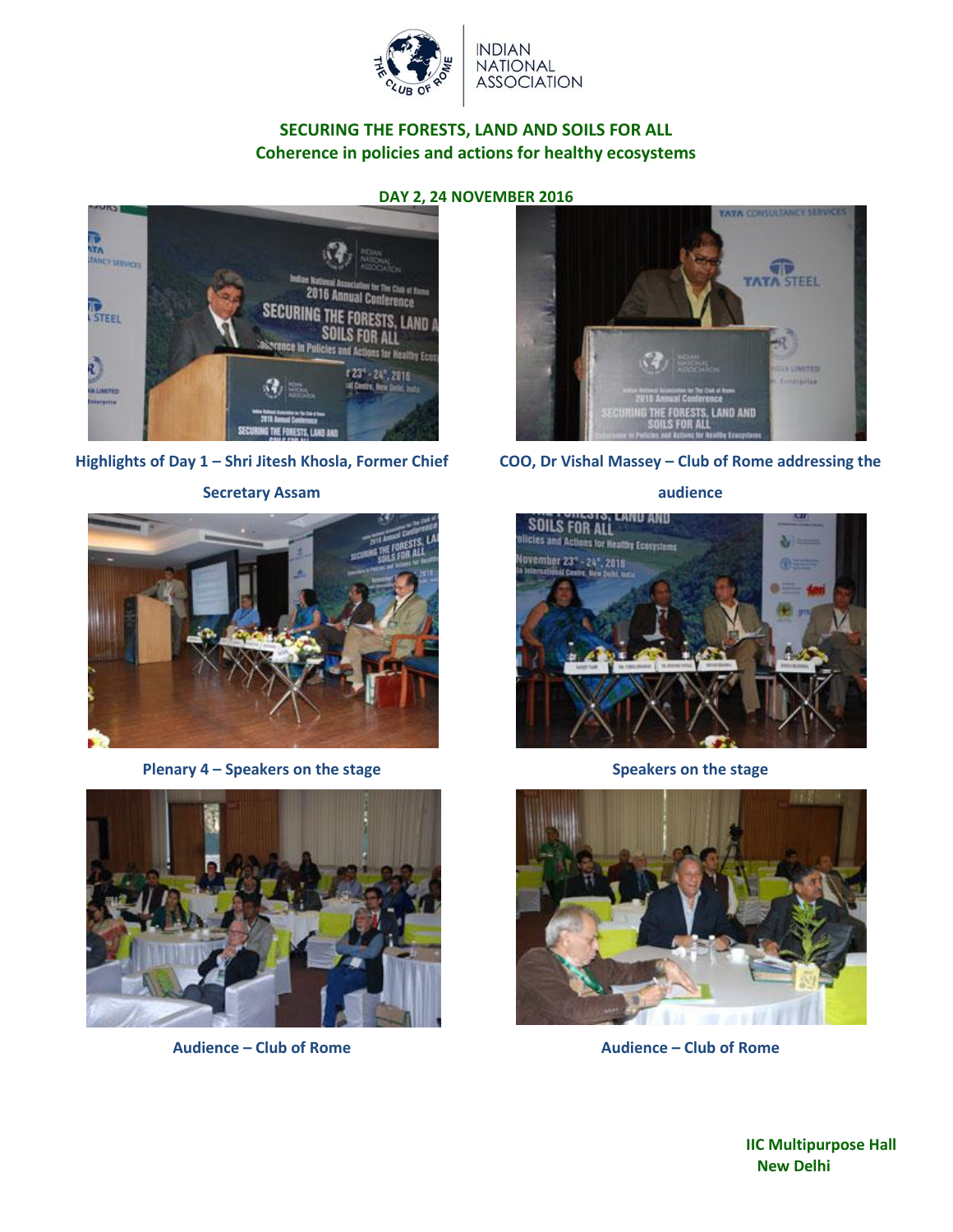INDIAN NATIONAL ASSOCIATION

## SECURING THE FORESTS, LAND AND SOILS FOR ALL

## Coherence in policies and actions for healthy ecosystems

**DAY 2, 24 NOVEMBER 2016**

Highlights of Day 1 – Shri Jitesh Khosla, Former Chief Secretary Assam

COO, Dr Vishal Massey – Club of Rome addressing the audience

Plenary 4 – Speakers on the stage

Speakers on the stage

Audience – Club of Rome

Audience – Club of Rome

**IIC Multipurpose Hall**
**New Delhi**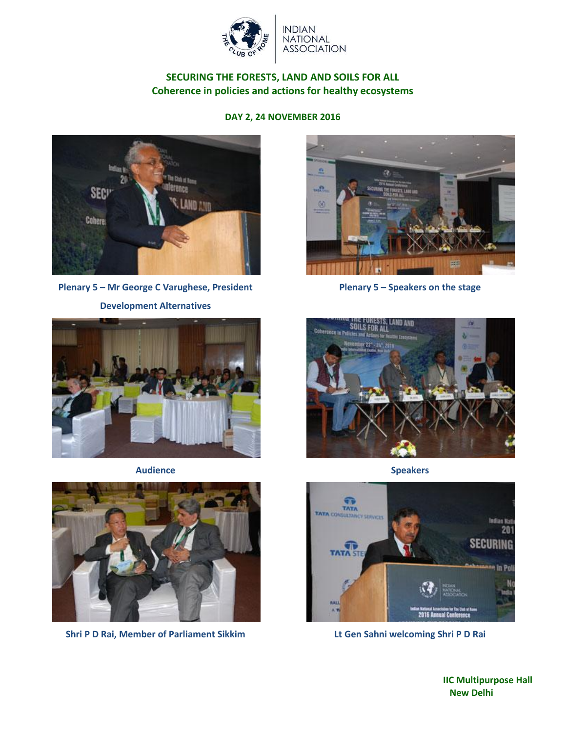INDIAN NATIONAL ASSOCIATION

## SECURING THE FORESTS, LAND AND SOILS FOR ALL
## Coherence in policies and actions for healthy ecosystems

**DAY 2, 24 NOVEMBER 2016**

**Plenary 5 – Mr George C Varughese, President Development Alternatives**

**Plenary 5 – Speakers on the stage**

**Audience**

**Speakers**

**Shri P D Rai, Member of Parliament Sikkim**

**Lt Gen Sahni welcoming Shri P D Rai**

**IIC Multipurpose Hall**
**New Delhi**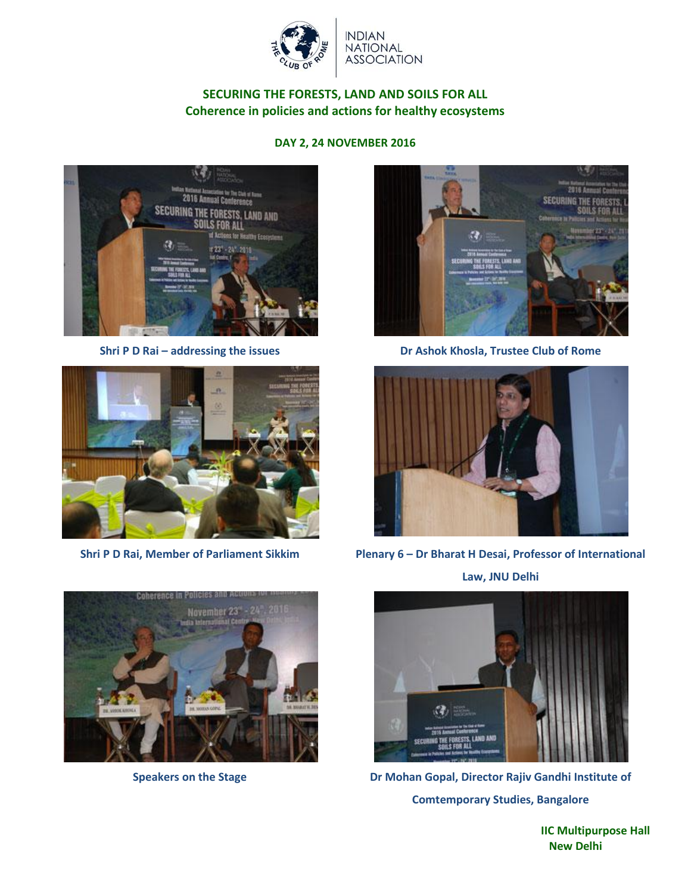INDIAN NATIONAL ASSOCIATION

## SECURING THE FORESTS, LAND AND SOILS FOR ALL
## Coherence in policies and actions for healthy ecosystems

### DAY 2, 24 NOVEMBER 2016

Shri P D Rai – addressing the issues

Dr Ashok Khosla, Trustee Club of Rome

Shri P D Rai, Member of Parliament Sikkim

Plenary 6 – Dr Bharat H Desai, Professor of International Law, JNU Delhi

Speakers on the Stage

Dr Mohan Gopal, Director Rajiv Gandhi Institute of Comtemporary Studies, Bangalore

**IIC Multipurpose Hall**
**New Delhi**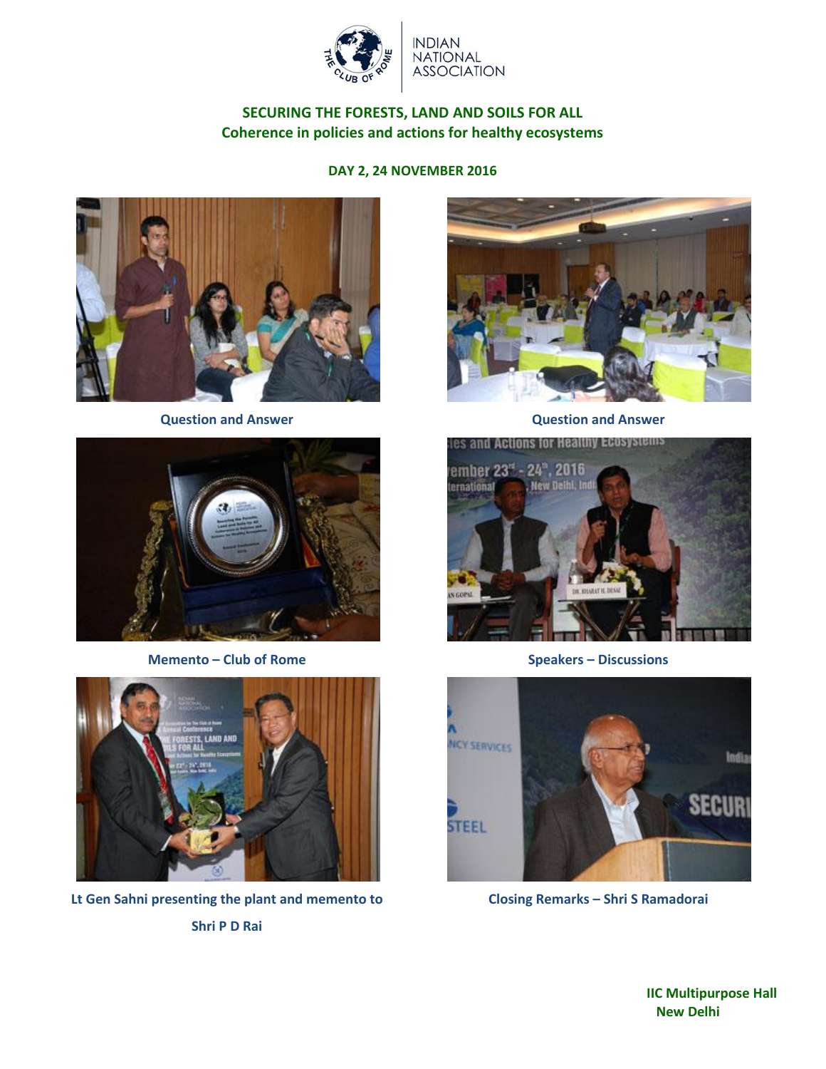INDIAN NATIONAL ASSOCIATION

## SECURING THE FORESTS, LAND AND SOILS FOR ALL
## Coherence in policies and actions for healthy ecosystems

**DAY 2, 24 NOVEMBER 2016**

**Question and Answer**

**Question and Answer**

**Memento – Club of Rome**

**Speakers – Discussions**

**Lt Gen Sahni presenting the plant and memento to Shri P D Rai**

**Closing Remarks – Shri S Ramadorai**

**IIC Multipurpose Hall**
**New Delhi**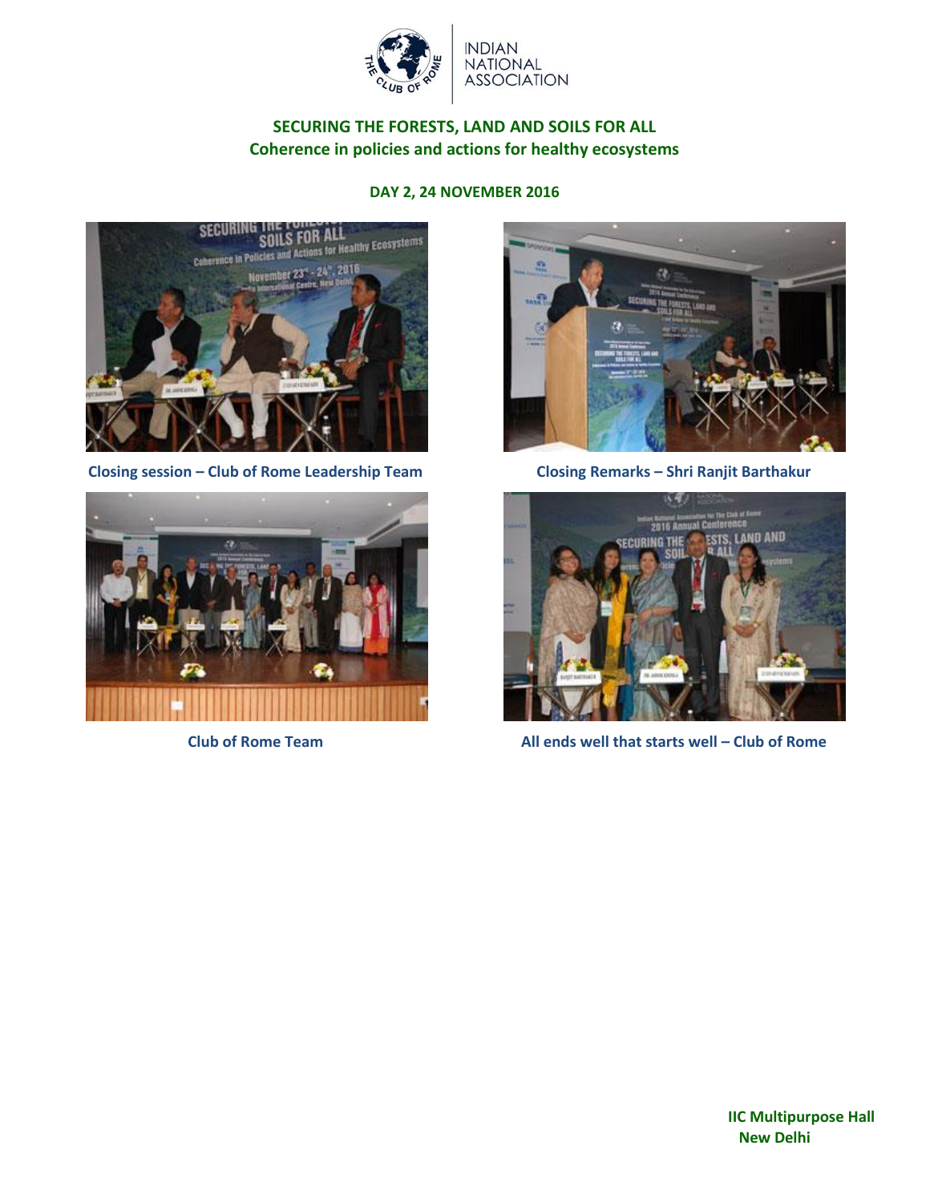INDIAN NATIONAL ASSOCIATION

## SECURING THE FORESTS, LAND AND SOILS FOR ALL
## Coherence in policies and actions for healthy ecosystems

**DAY 2, 24 NOVEMBER 2016**

**Closing session – Club of Rome Leadership Team**

**Closing Remarks – Shri Ranjit Barthakur**

**Club of Rome Team**

**All ends well that starts well – Club of Rome**

**IIC Multipurpose Hall**
**New Delhi**